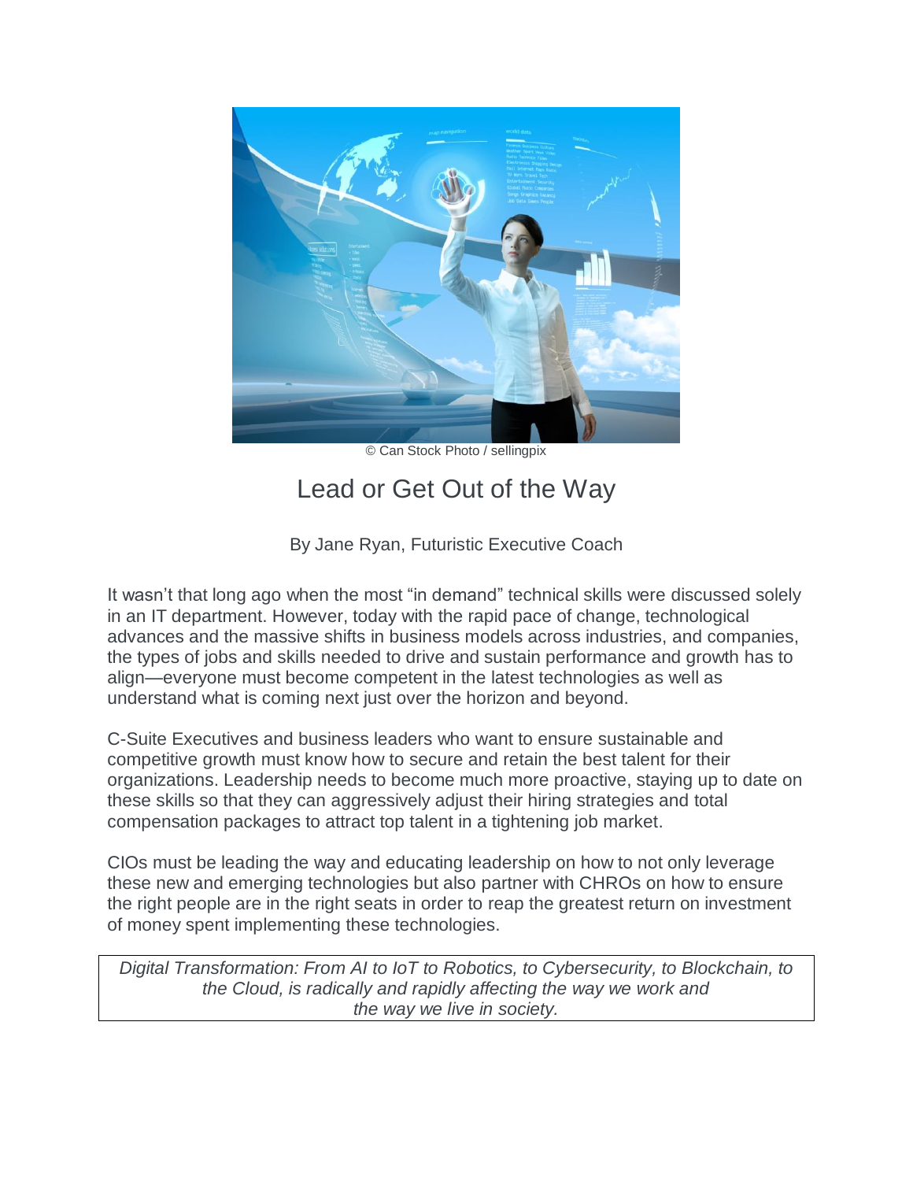© Can Stock Photo / sellingpix

# Lead or Get Out of the Way

By Jane Ryan, Futuristic Executive Coach

It wasn't that long ago when the most "in demand" technical skills were discussed solely in an IT department. However, today with the rapid pace of change, technological advances and the massive shifts in business models across industries, and companies, the types of jobs and skills needed to drive and sustain performance and growth has to align—everyone must become competent in the latest technologies as well as understand what is coming next just over the horizon and beyond.

C-Suite Executives and business leaders who want to ensure sustainable and competitive growth must know how to secure and retain the best talent for their organizations. Leadership needs to become much more proactive, staying up to date on these skills so that they can aggressively adjust their hiring strategies and total compensation packages to attract top talent in a tightening job market.

CIOs must be leading the way and educating leadership on how to not only leverage these new and emerging technologies but also partner with CHROs on how to ensure the right people are in the right seats in order to reap the greatest return on investment of money spent implementing these technologies.

*Digital Transformation: From AI to IoT to Robotics, to Cybersecurity, to Blockchain, to the Cloud, is radically and rapidly affecting the way we work and the way we live in society.*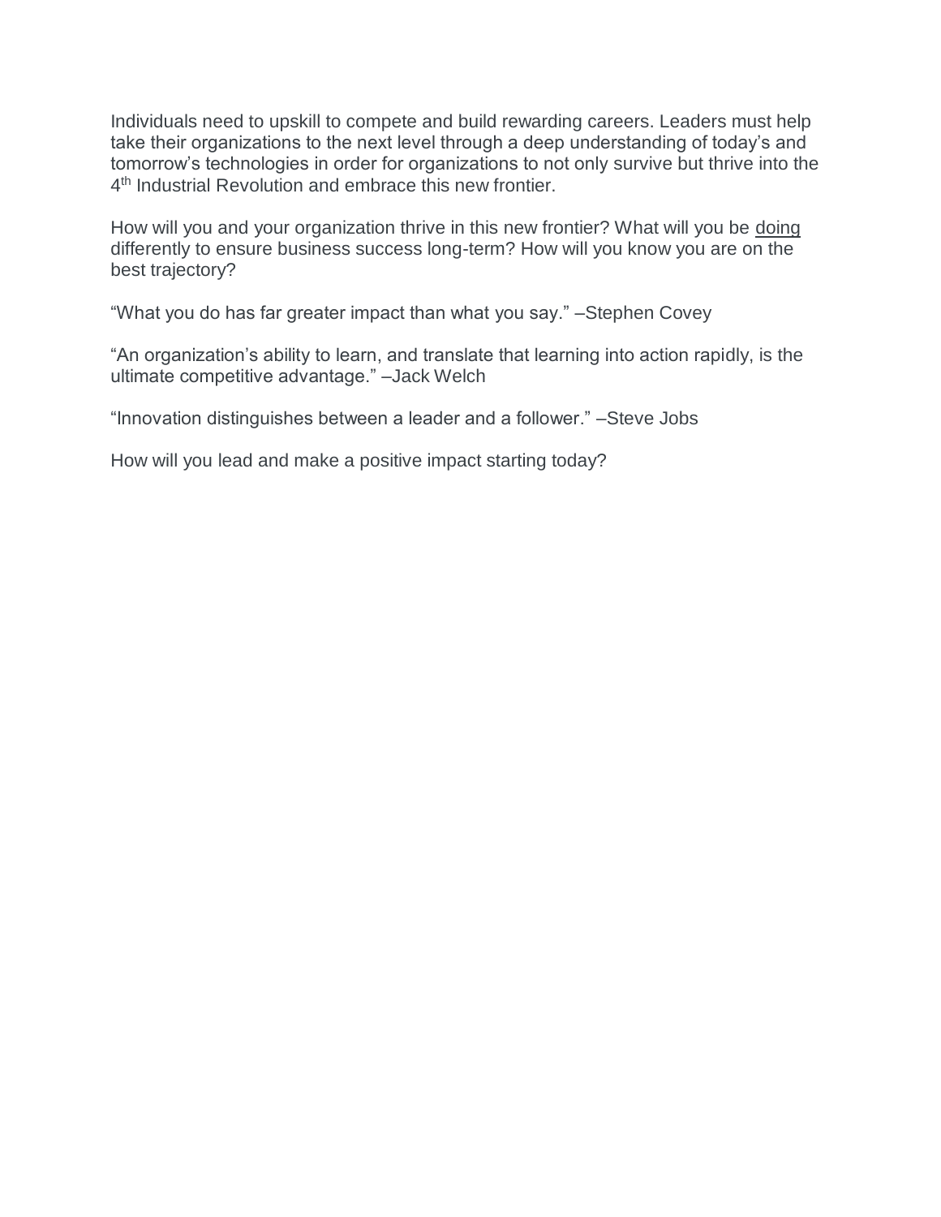Individuals need to upskill to compete and build rewarding careers. Leaders must help take their organizations to the next level through a deep understanding of today's and tomorrow's technologies in order for organizations to not only survive but thrive into the 4th Industrial Revolution and embrace this new frontier.

How will you and your organization thrive in this new frontier? What will you be <u>doing</u> differently to ensure business success long-term? How will you know you are on the best trajectory?

"What you do has far greater impact than what you say." –Stephen Covey

"An organization's ability to learn, and translate that learning into action rapidly, is the ultimate competitive advantage." –Jack Welch

"Innovation distinguishes between a leader and a follower." –Steve Jobs

How will you lead and make a positive impact starting today?